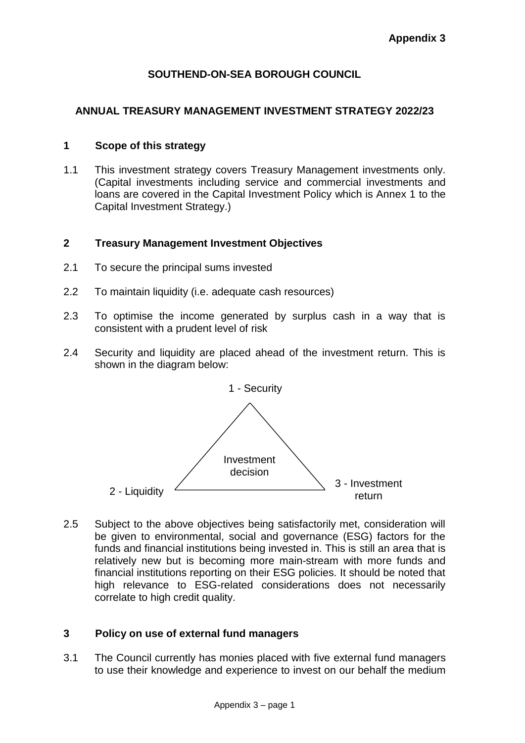**Appendix 3**

# SOUTHEND-ON-SEA BOROUGH COUNCIL

## ANNUAL TREASURY MANAGEMENT INVESTMENT STRATEGY 2022/23

### 1 Scope of this strategy

1.1 This investment strategy covers Treasury Management investments only. (Capital investments including service and commercial investments and loans are covered in the Capital Investment Policy which is Annex 1 to the Capital Investment Strategy.)

### 2 Treasury Management Investment Objectives

2.1 To secure the principal sums invested

2.2 To maintain liquidity (i.e. adequate cash resources)

2.3 To optimise the income generated by surplus cash in a way that is consistent with a prudent level of risk

2.4 Security and liquidity are placed ahead of the investment return. This is shown in the diagram below:

1 - Security

Investment decision

2 - Liquidity

3 - Investment return

2.5 Subject to the above objectives being satisfactorily met, consideration will be given to environmental, social and governance (ESG) factors for the funds and financial institutions being invested in. This is still an area that is relatively new but is becoming more main-stream with more funds and financial institutions reporting on their ESG policies. It should be noted that high relevance to ESG-related considerations does not necessarily correlate to high credit quality.

### 3 Policy on use of external fund managers

3.1 The Council currently has monies placed with five external fund managers to use their knowledge and experience to invest on our behalf the medium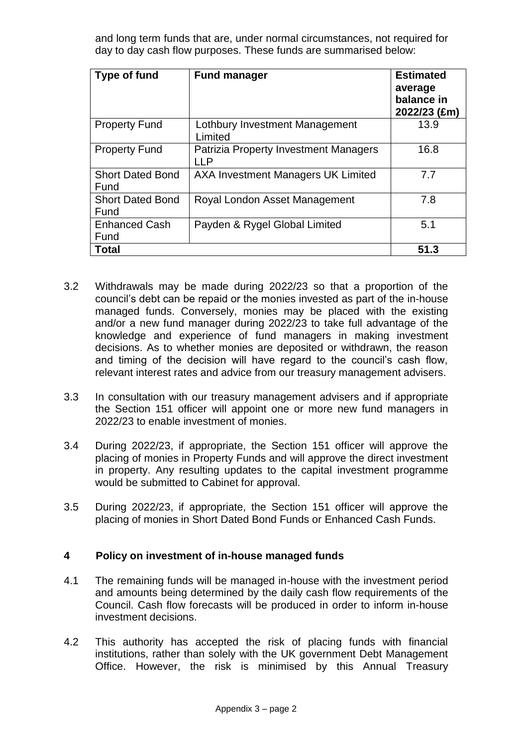and long term funds that are, under normal circumstances, not required for day to day cash flow purposes. These funds are summarised below:

| Type of fund | Fund manager | Estimated average balance in 2022/23 (£m) |
|---|---|---|
| Property Fund | Lothbury Investment Management Limited | 13.9 |
| Property Fund | Patrizia Property Investment Managers LLP | 16.8 |
| Short Dated Bond Fund | AXA Investment Managers UK Limited | 7.7 |
| Short Dated Bond Fund | Royal London Asset Management | 7.8 |
| Enhanced Cash Fund | Payden & Rygel Global Limited | 5.1 |
| **Total** | | **51.3** |

3.2 Withdrawals may be made during 2022/23 so that a proportion of the council's debt can be repaid or the monies invested as part of the in-house managed funds. Conversely, monies may be placed with the existing and/or a new fund manager during 2022/23 to take full advantage of the knowledge and experience of fund managers in making investment decisions. As to whether monies are deposited or withdrawn, the reason and timing of the decision will have regard to the council's cash flow, relevant interest rates and advice from our treasury management advisers.

3.3 In consultation with our treasury management advisers and if appropriate the Section 151 officer will appoint one or more new fund managers in 2022/23 to enable investment of monies.

3.4 During 2022/23, if appropriate, the Section 151 officer will approve the placing of monies in Property Funds and will approve the direct investment in property. Any resulting updates to the capital investment programme would be submitted to Cabinet for approval.

3.5 During 2022/23, if appropriate, the Section 151 officer will approve the placing of monies in Short Dated Bond Funds or Enhanced Cash Funds.

## 4 Policy on investment of in-house managed funds

4.1 The remaining funds will be managed in-house with the investment period and amounts being determined by the daily cash flow requirements of the Council. Cash flow forecasts will be produced in order to inform in-house investment decisions.

4.2 This authority has accepted the risk of placing funds with financial institutions, rather than solely with the UK government Debt Management Office. However, the risk is minimised by this Annual Treasury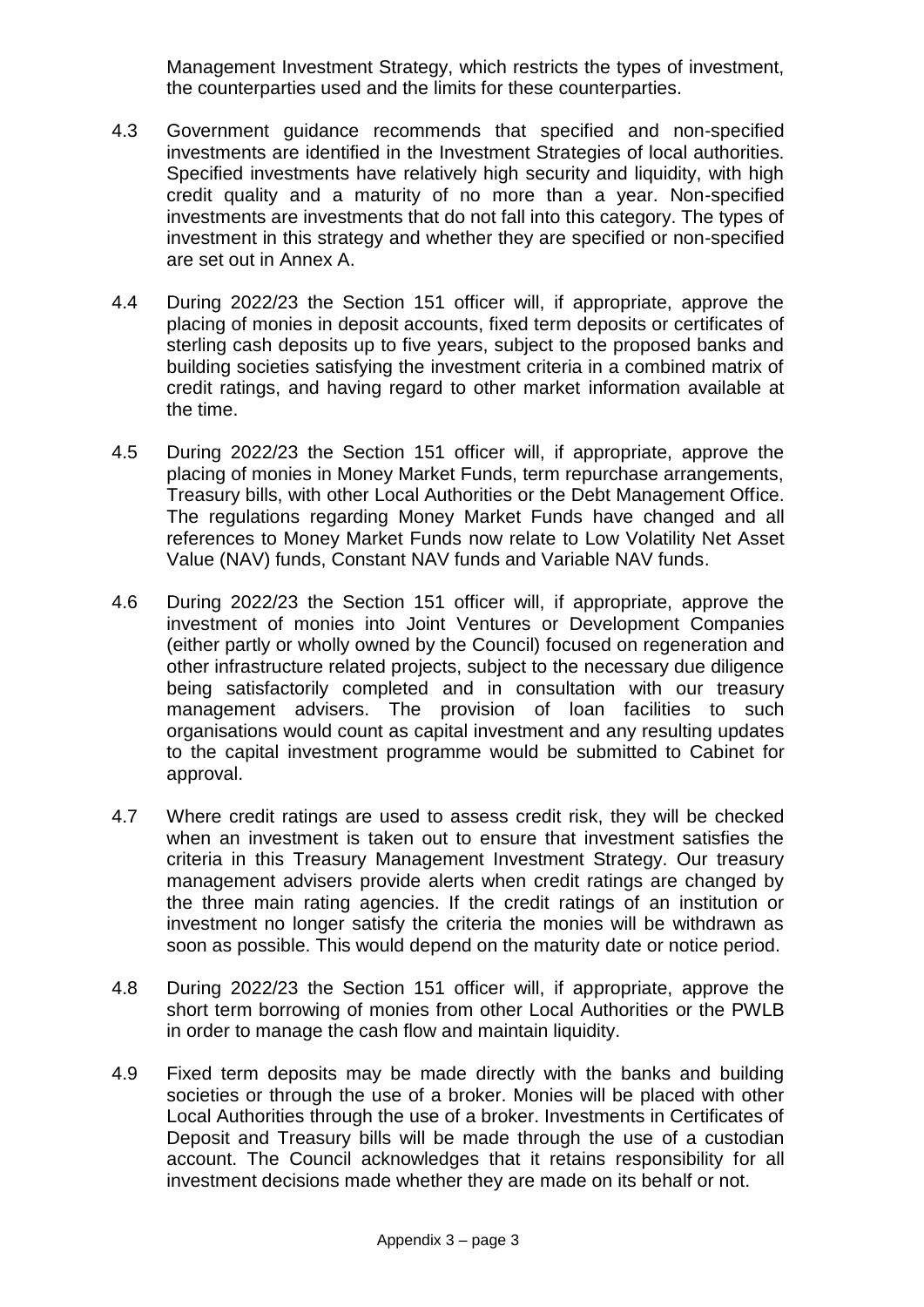Management Investment Strategy, which restricts the types of investment, the counterparties used and the limits for these counterparties.

4.3 Government guidance recommends that specified and non-specified investments are identified in the Investment Strategies of local authorities. Specified investments have relatively high security and liquidity, with high credit quality and a maturity of no more than a year. Non-specified investments are investments that do not fall into this category. The types of investment in this strategy and whether they are specified or non-specified are set out in Annex A.

4.4 During 2022/23 the Section 151 officer will, if appropriate, approve the placing of monies in deposit accounts, fixed term deposits or certificates of sterling cash deposits up to five years, subject to the proposed banks and building societies satisfying the investment criteria in a combined matrix of credit ratings, and having regard to other market information available at the time.

4.5 During 2022/23 the Section 151 officer will, if appropriate, approve the placing of monies in Money Market Funds, term repurchase arrangements, Treasury bills, with other Local Authorities or the Debt Management Office. The regulations regarding Money Market Funds have changed and all references to Money Market Funds now relate to Low Volatility Net Asset Value (NAV) funds, Constant NAV funds and Variable NAV funds.

4.6 During 2022/23 the Section 151 officer will, if appropriate, approve the investment of monies into Joint Ventures or Development Companies (either partly or wholly owned by the Council) focused on regeneration and other infrastructure related projects, subject to the necessary due diligence being satisfactorily completed and in consultation with our treasury management advisers. The provision of loan facilities to such organisations would count as capital investment and any resulting updates to the capital investment programme would be submitted to Cabinet for approval.

4.7 Where credit ratings are used to assess credit risk, they will be checked when an investment is taken out to ensure that investment satisfies the criteria in this Treasury Management Investment Strategy. Our treasury management advisers provide alerts when credit ratings are changed by the three main rating agencies. If the credit ratings of an institution or investment no longer satisfy the criteria the monies will be withdrawn as soon as possible. This would depend on the maturity date or notice period.

4.8 During 2022/23 the Section 151 officer will, if appropriate, approve the short term borrowing of monies from other Local Authorities or the PWLB in order to manage the cash flow and maintain liquidity.

4.9 Fixed term deposits may be made directly with the banks and building societies or through the use of a broker. Monies will be placed with other Local Authorities through the use of a broker. Investments in Certificates of Deposit and Treasury bills will be made through the use of a custodian account. The Council acknowledges that it retains responsibility for all investment decisions made whether they are made on its behalf or not.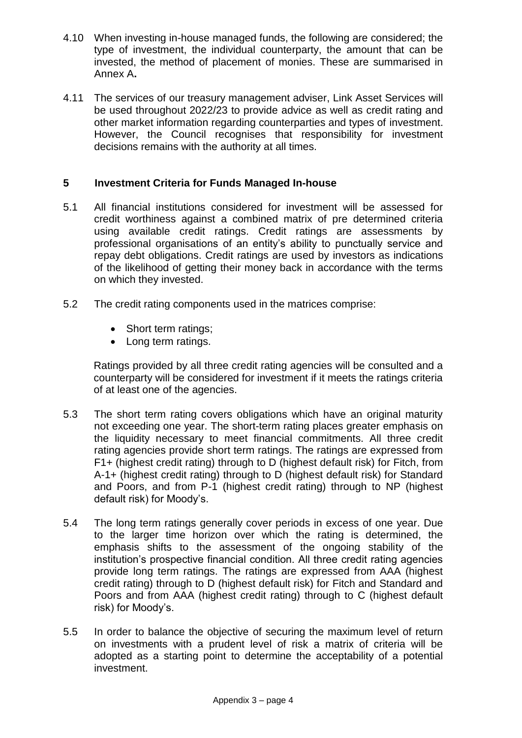4.10 When investing in-house managed funds, the following are considered; the type of investment, the individual counterparty, the amount that can be invested, the method of placement of monies. These are summarised in Annex A**.**

4.11 The services of our treasury management adviser, Link Asset Services will be used throughout 2022/23 to provide advice as well as credit rating and other market information regarding counterparties and types of investment. However, the Council recognises that responsibility for investment decisions remains with the authority at all times.

## 5 Investment Criteria for Funds Managed In-house

5.1 All financial institutions considered for investment will be assessed for credit worthiness against a combined matrix of pre determined criteria using available credit ratings. Credit ratings are assessments by professional organisations of an entity's ability to punctually service and repay debt obligations. Credit ratings are used by investors as indications of the likelihood of getting their money back in accordance with the terms on which they invested.

5.2 The credit rating components used in the matrices comprise:

- Short term ratings;
- Long term ratings.

Ratings provided by all three credit rating agencies will be consulted and a counterparty will be considered for investment if it meets the ratings criteria of at least one of the agencies.

5.3 The short term rating covers obligations which have an original maturity not exceeding one year. The short-term rating places greater emphasis on the liquidity necessary to meet financial commitments. All three credit rating agencies provide short term ratings. The ratings are expressed from F1+ (highest credit rating) through to D (highest default risk) for Fitch, from A-1+ (highest credit rating) through to D (highest default risk) for Standard and Poors, and from P-1 (highest credit rating) through to NP (highest default risk) for Moody's.

5.4 The long term ratings generally cover periods in excess of one year. Due to the larger time horizon over which the rating is determined, the emphasis shifts to the assessment of the ongoing stability of the institution's prospective financial condition. All three credit rating agencies provide long term ratings. The ratings are expressed from AAA (highest credit rating) through to D (highest default risk) for Fitch and Standard and Poors and from AAA (highest credit rating) through to C (highest default risk) for Moody's.

5.5 In order to balance the objective of securing the maximum level of return on investments with a prudent level of risk a matrix of criteria will be adopted as a starting point to determine the acceptability of a potential investment.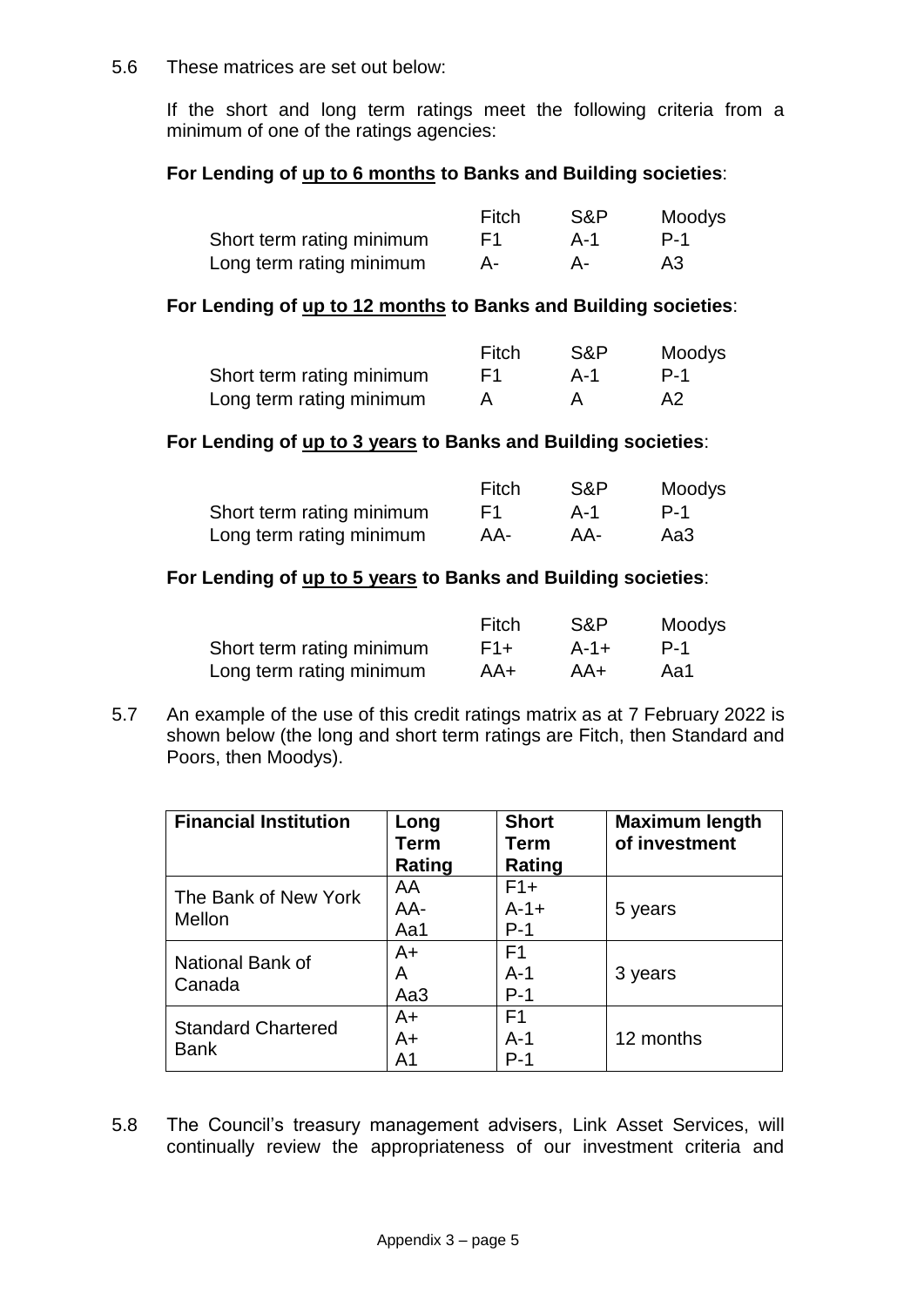5.6 These matrices are set out below:

If the short and long term ratings meet the following criteria from a minimum of one of the ratings agencies:

**For Lending of up to 6 months to Banks and Building societies**:

| | Fitch | S&P | Moodys |
|---|---|---|---|
| Short term rating minimum | F1 | A-1 | P-1 |
| Long term rating minimum | A- | A- | A3 |

**For Lending of up to 12 months to Banks and Building societies**:

| | Fitch | S&P | Moodys |
|---|---|---|---|
| Short term rating minimum | F1 | A-1 | P-1 |
| Long term rating minimum | A | A | A2 |

**For Lending of up to 3 years to Banks and Building societies**:

| | Fitch | S&P | Moodys |
|---|---|---|---|
| Short term rating minimum | F1 | A-1 | P-1 |
| Long term rating minimum | AA- | AA- | Aa3 |

**For Lending of up to 5 years to Banks and Building societies**:

| | Fitch | S&P | Moodys |
|---|---|---|---|
| Short term rating minimum | F1+ | A-1+ | P-1 |
| Long term rating minimum | AA+ | AA+ | Aa1 |

5.7 An example of the use of this credit ratings matrix as at 7 February 2022 is shown below (the long and short term ratings are Fitch, then Standard and Poors, then Moodys).

| Financial Institution | Long Term Rating | Short Term Rating | Maximum length of investment |
|---|---|---|---|
| The Bank of New York Mellon | AA<br>AA-<br>Aa1 | F1+<br>A-1+<br>P-1 | 5 years |
| National Bank of Canada | A+<br>A<br>Aa3 | F1<br>A-1<br>P-1 | 3 years |
| Standard Chartered Bank | A+<br>A+<br>A1 | F1<br>A-1<br>P-1 | 12 months |

5.8 The Council's treasury management advisers, Link Asset Services, will continually review the appropriateness of our investment criteria and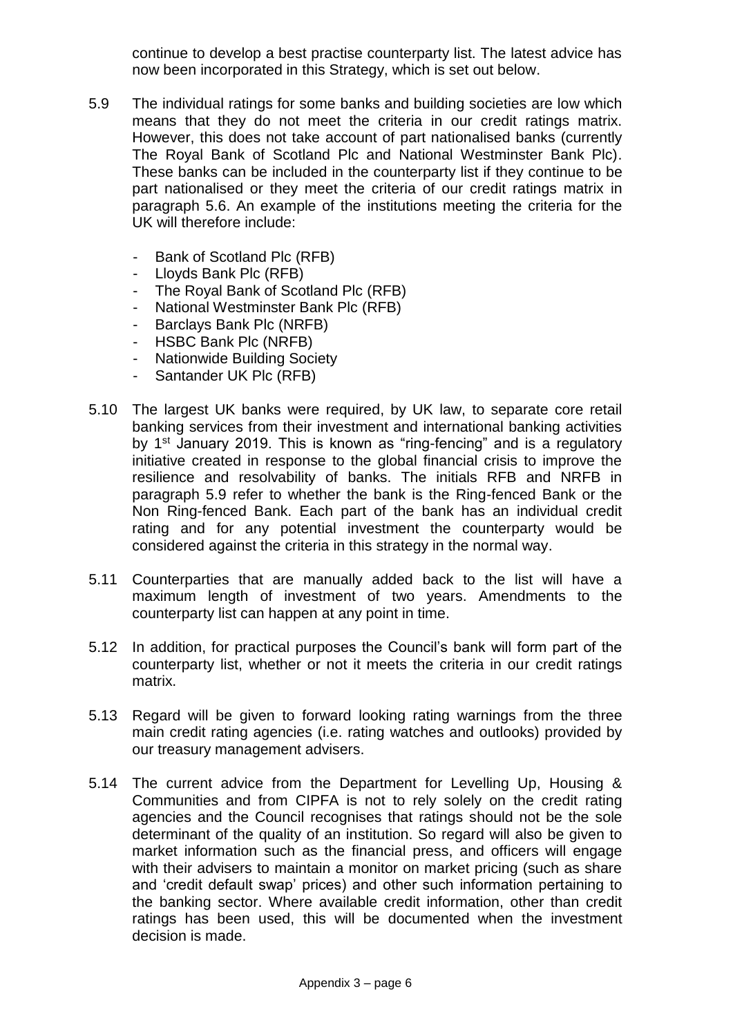continue to develop a best practise counterparty list. The latest advice has now been incorporated in this Strategy, which is set out below.

5.9 The individual ratings for some banks and building societies are low which means that they do not meet the criteria in our credit ratings matrix. However, this does not take account of part nationalised banks (currently The Royal Bank of Scotland Plc and National Westminster Bank Plc). These banks can be included in the counterparty list if they continue to be part nationalised or they meet the criteria of our credit ratings matrix in paragraph 5.6. An example of the institutions meeting the criteria for the UK will therefore include:

- Bank of Scotland Plc (RFB)
- Lloyds Bank Plc (RFB)
- The Royal Bank of Scotland Plc (RFB)
- National Westminster Bank Plc (RFB)
- Barclays Bank Plc (NRFB)
- HSBC Bank Plc (NRFB)
- Nationwide Building Society
- Santander UK Plc (RFB)

5.10 The largest UK banks were required, by UK law, to separate core retail banking services from their investment and international banking activities by 1st January 2019. This is known as "ring-fencing" and is a regulatory initiative created in response to the global financial crisis to improve the resilience and resolvability of banks. The initials RFB and NRFB in paragraph 5.9 refer to whether the bank is the Ring-fenced Bank or the Non Ring-fenced Bank. Each part of the bank has an individual credit rating and for any potential investment the counterparty would be considered against the criteria in this strategy in the normal way.

5.11 Counterparties that are manually added back to the list will have a maximum length of investment of two years. Amendments to the counterparty list can happen at any point in time.

5.12 In addition, for practical purposes the Council's bank will form part of the counterparty list, whether or not it meets the criteria in our credit ratings matrix.

5.13 Regard will be given to forward looking rating warnings from the three main credit rating agencies (i.e. rating watches and outlooks) provided by our treasury management advisers.

5.14 The current advice from the Department for Levelling Up, Housing & Communities and from CIPFA is not to rely solely on the credit rating agencies and the Council recognises that ratings should not be the sole determinant of the quality of an institution. So regard will also be given to market information such as the financial press, and officers will engage with their advisers to maintain a monitor on market pricing (such as share and 'credit default swap' prices) and other such information pertaining to the banking sector. Where available credit information, other than credit ratings has been used, this will be documented when the investment decision is made.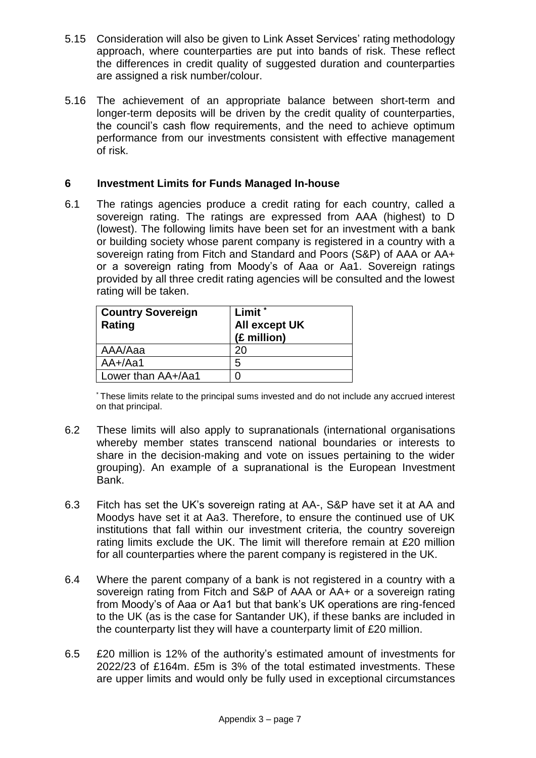5.15 Consideration will also be given to Link Asset Services' rating methodology approach, where counterparties are put into bands of risk. These reflect the differences in credit quality of suggested duration and counterparties are assigned a risk number/colour.

5.16 The achievement of an appropriate balance between short-term and longer-term deposits will be driven by the credit quality of counterparties, the council's cash flow requirements, and the need to achieve optimum performance from our investments consistent with effective management of risk.

## 6 Investment Limits for Funds Managed In-house

6.1 The ratings agencies produce a credit rating for each country, called a sovereign rating. The ratings are expressed from AAA (highest) to D (lowest). The following limits have been set for an investment with a bank or building society whose parent company is registered in a country with a sovereign rating from Fitch and Standard and Poors (S&P) of AAA or AA+ or a sovereign rating from Moody's of Aaa or Aa1. Sovereign ratings provided by all three credit rating agencies will be consulted and the lowest rating will be taken.

| Country Sovereign Rating | Limit * All except UK (£ million) |
|---|---|
| AAA/Aaa | 20 |
| AA+/Aa1 | 5 |
| Lower than AA+/Aa1 | 0 |

* These limits relate to the principal sums invested and do not include any accrued interest on that principal.

6.2 These limits will also apply to supranationals (international organisations whereby member states transcend national boundaries or interests to share in the decision-making and vote on issues pertaining to the wider grouping). An example of a supranational is the European Investment Bank.

6.3 Fitch has set the UK's sovereign rating at AA-, S&P have set it at AA and Moodys have set it at Aa3. Therefore, to ensure the continued use of UK institutions that fall within our investment criteria, the country sovereign rating limits exclude the UK. The limit will therefore remain at £20 million for all counterparties where the parent company is registered in the UK.

6.4 Where the parent company of a bank is not registered in a country with a sovereign rating from Fitch and S&P of AAA or AA+ or a sovereign rating from Moody's of Aaa or Aa1 but that bank's UK operations are ring-fenced to the UK (as is the case for Santander UK), if these banks are included in the counterparty list they will have a counterparty limit of £20 million.

6.5 £20 million is 12% of the authority's estimated amount of investments for 2022/23 of £164m. £5m is 3% of the total estimated investments. These are upper limits and would only be fully used in exceptional circumstances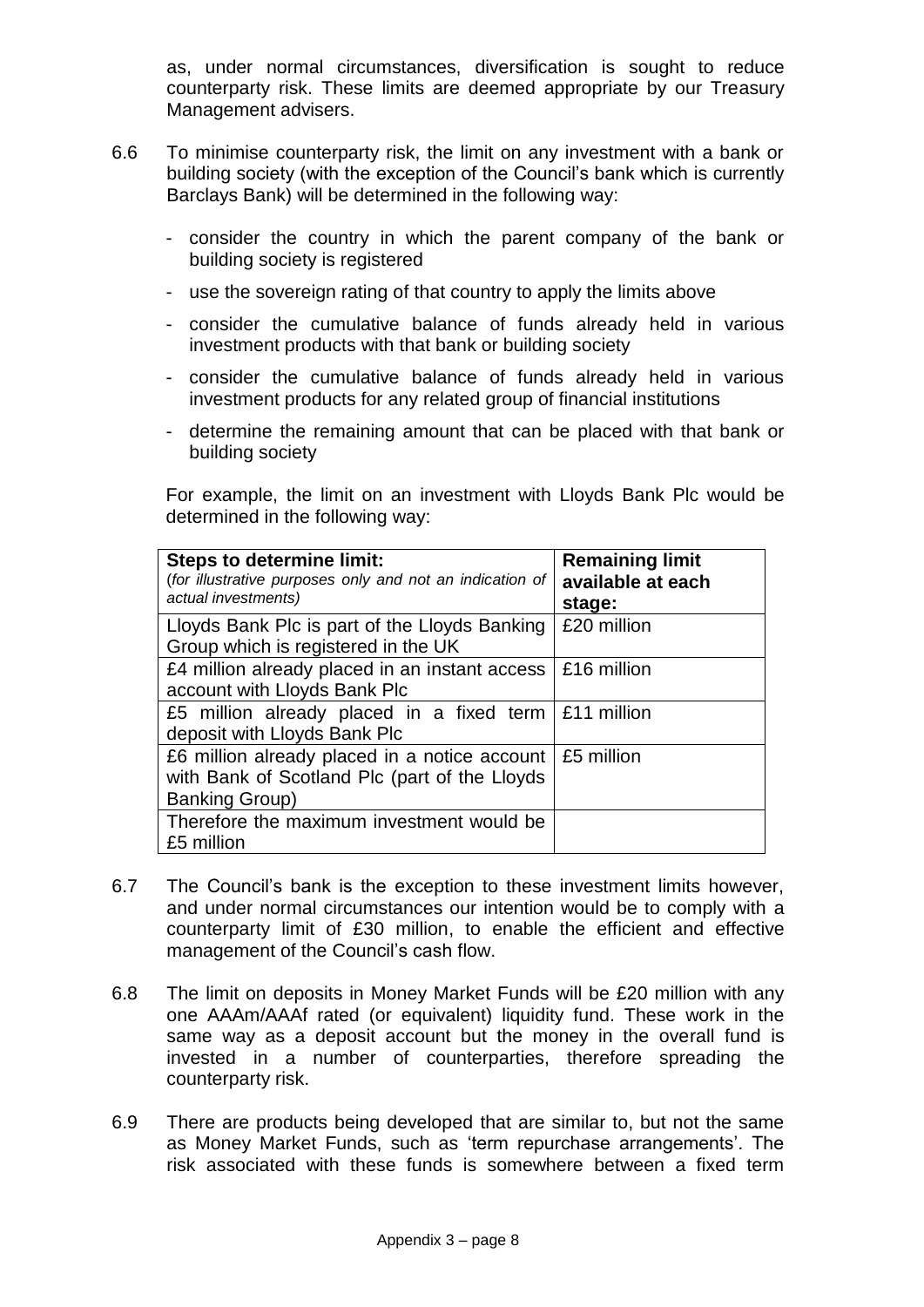as, under normal circumstances, diversification is sought to reduce counterparty risk. These limits are deemed appropriate by our Treasury Management advisers.

6.6 To minimise counterparty risk, the limit on any investment with a bank or building society (with the exception of the Council's bank which is currently Barclays Bank) will be determined in the following way:

- consider the country in which the parent company of the bank or building society is registered
- use the sovereign rating of that country to apply the limits above
- consider the cumulative balance of funds already held in various investment products with that bank or building society
- consider the cumulative balance of funds already held in various investment products for any related group of financial institutions
- determine the remaining amount that can be placed with that bank or building society

For example, the limit on an investment with Lloyds Bank Plc would be determined in the following way:

| **Steps to determine limit:** (*for illustrative purposes only and not an indication of actual investments*) | **Remaining limit available at each stage:** |
|---|---|
| Lloyds Bank Plc is part of the Lloyds Banking Group which is registered in the UK | £20 million |
| £4 million already placed in an instant access account with Lloyds Bank Plc | £16 million |
| £5 million already placed in a fixed term deposit with Lloyds Bank Plc | £11 million |
| £6 million already placed in a notice account with Bank of Scotland Plc (part of the Lloyds Banking Group) | £5 million |
| Therefore the maximum investment would be £5 million | |

6.7 The Council's bank is the exception to these investment limits however, and under normal circumstances our intention would be to comply with a counterparty limit of £30 million, to enable the efficient and effective management of the Council's cash flow.

6.8 The limit on deposits in Money Market Funds will be £20 million with any one AAAm/AAAf rated (or equivalent) liquidity fund. These work in the same way as a deposit account but the money in the overall fund is invested in a number of counterparties, therefore spreading the counterparty risk.

6.9 There are products being developed that are similar to, but not the same as Money Market Funds, such as 'term repurchase arrangements'. The risk associated with these funds is somewhere between a fixed term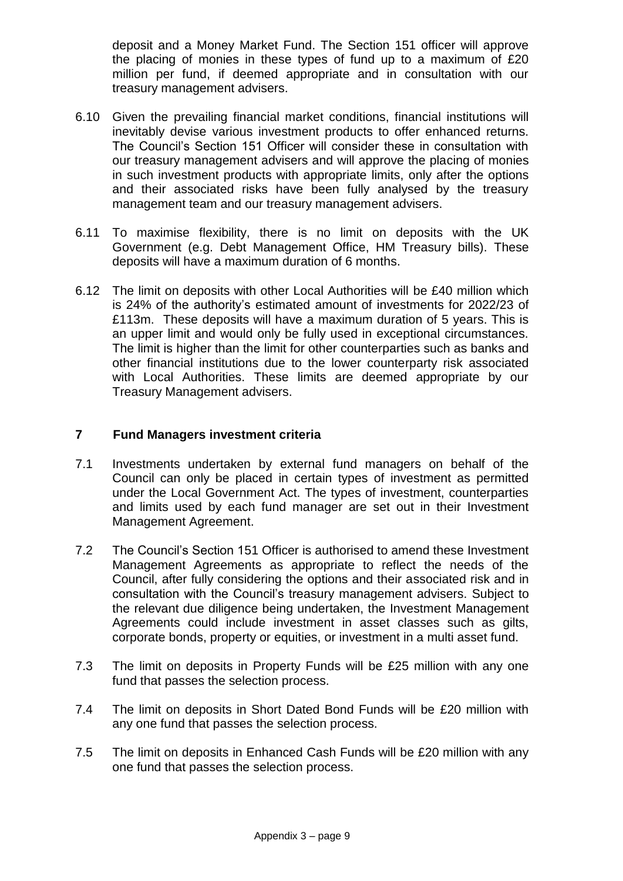deposit and a Money Market Fund. The Section 151 officer will approve the placing of monies in these types of fund up to a maximum of £20 million per fund, if deemed appropriate and in consultation with our treasury management advisers.

6.10 Given the prevailing financial market conditions, financial institutions will inevitably devise various investment products to offer enhanced returns. The Council's Section 151 Officer will consider these in consultation with our treasury management advisers and will approve the placing of monies in such investment products with appropriate limits, only after the options and their associated risks have been fully analysed by the treasury management team and our treasury management advisers.

6.11 To maximise flexibility, there is no limit on deposits with the UK Government (e.g. Debt Management Office, HM Treasury bills). These deposits will have a maximum duration of 6 months.

6.12 The limit on deposits with other Local Authorities will be £40 million which is 24% of the authority's estimated amount of investments for 2022/23 of £113m. These deposits will have a maximum duration of 5 years. This is an upper limit and would only be fully used in exceptional circumstances. The limit is higher than the limit for other counterparties such as banks and other financial institutions due to the lower counterparty risk associated with Local Authorities. These limits are deemed appropriate by our Treasury Management advisers.

## 7 Fund Managers investment criteria

7.1 Investments undertaken by external fund managers on behalf of the Council can only be placed in certain types of investment as permitted under the Local Government Act. The types of investment, counterparties and limits used by each fund manager are set out in their Investment Management Agreement.

7.2 The Council's Section 151 Officer is authorised to amend these Investment Management Agreements as appropriate to reflect the needs of the Council, after fully considering the options and their associated risk and in consultation with the Council's treasury management advisers. Subject to the relevant due diligence being undertaken, the Investment Management Agreements could include investment in asset classes such as gilts, corporate bonds, property or equities, or investment in a multi asset fund.

7.3 The limit on deposits in Property Funds will be £25 million with any one fund that passes the selection process.

7.4 The limit on deposits in Short Dated Bond Funds will be £20 million with any one fund that passes the selection process.

7.5 The limit on deposits in Enhanced Cash Funds will be £20 million with any one fund that passes the selection process.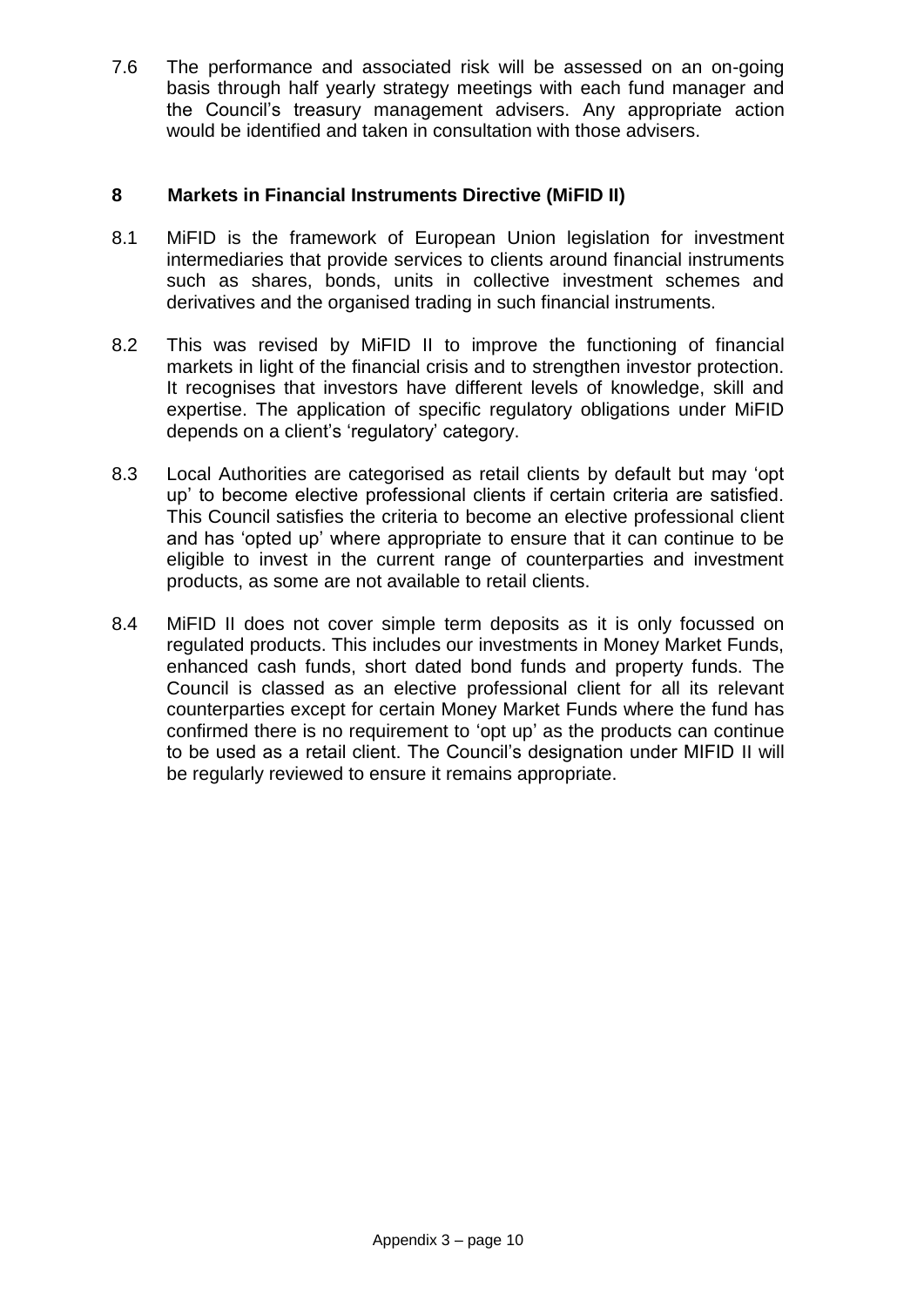7.6 The performance and associated risk will be assessed on an on-going basis through half yearly strategy meetings with each fund manager and the Council's treasury management advisers. Any appropriate action would be identified and taken in consultation with those advisers.

## 8 Markets in Financial Instruments Directive (MiFID II)

8.1 MiFID is the framework of European Union legislation for investment intermediaries that provide services to clients around financial instruments such as shares, bonds, units in collective investment schemes and derivatives and the organised trading in such financial instruments.

8.2 This was revised by MiFID II to improve the functioning of financial markets in light of the financial crisis and to strengthen investor protection. It recognises that investors have different levels of knowledge, skill and expertise. The application of specific regulatory obligations under MiFID depends on a client's 'regulatory' category.

8.3 Local Authorities are categorised as retail clients by default but may 'opt up' to become elective professional clients if certain criteria are satisfied. This Council satisfies the criteria to become an elective professional client and has 'opted up' where appropriate to ensure that it can continue to be eligible to invest in the current range of counterparties and investment products, as some are not available to retail clients.

8.4 MiFID II does not cover simple term deposits as it is only focussed on regulated products. This includes our investments in Money Market Funds, enhanced cash funds, short dated bond funds and property funds. The Council is classed as an elective professional client for all its relevant counterparties except for certain Money Market Funds where the fund has confirmed there is no requirement to 'opt up' as the products can continue to be used as a retail client. The Council's designation under MIFID II will be regularly reviewed to ensure it remains appropriate.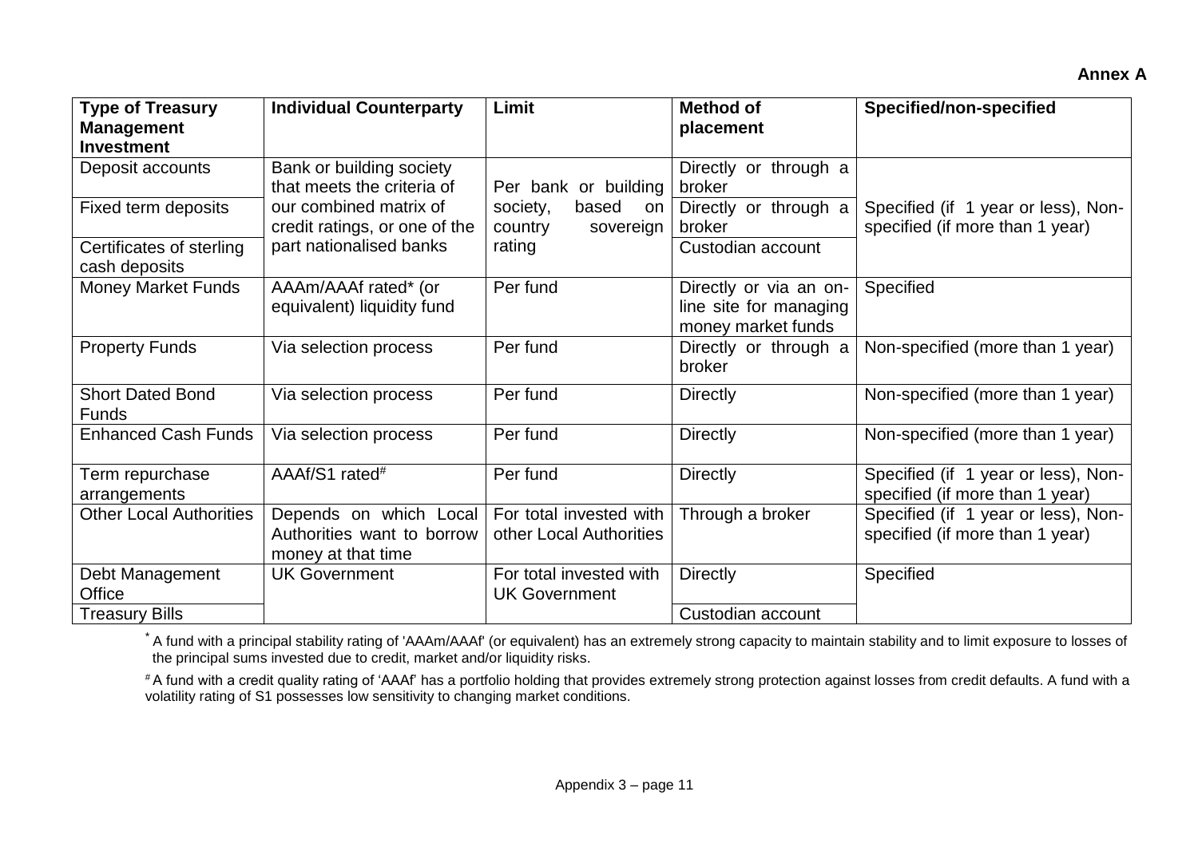**Annex A**

| Type of Treasury Management Investment | Individual Counterparty | Limit | Method of placement | Specified/non-specified |
|---|---|---|---|---|
| Deposit accounts | Bank or building society that meets the criteria of our combined matrix of credit ratings, or one of the part nationalised banks | Per bank or building society, based on country sovereign rating | Directly or through a broker | Specified (if 1 year or less), Non-specified (if more than 1 year) |
| Fixed term deposits | | | Directly or through a broker | |
| Certificates of sterling cash deposits | | | Custodian account | |
| Money Market Funds | AAAm/AAAf rated* (or equivalent) liquidity fund | Per fund | Directly or via an on-line site for managing money market funds | Specified |
| Property Funds | Via selection process | Per fund | Directly or through a broker | Non-specified (more than 1 year) |
| Short Dated Bond Funds | Via selection process | Per fund | Directly | Non-specified (more than 1 year) |
| Enhanced Cash Funds | Via selection process | Per fund | Directly | Non-specified (more than 1 year) |
| Term repurchase arrangements | AAAf/S1 rated# | Per fund | Directly | Specified (if 1 year or less), Non-specified (if more than 1 year) |
| Other Local Authorities | Depends on which Local Authorities want to borrow money at that time | For total invested with other Local Authorities | Through a broker | Specified (if 1 year or less), Non-specified (if more than 1 year) |
| Debt Management Office | UK Government | For total invested with UK Government | Directly | Specified |
| Treasury Bills | | | Custodian account | |

\* A fund with a principal stability rating of 'AAAm/AAAf' (or equivalent) has an extremely strong capacity to maintain stability and to limit exposure to losses of the principal sums invested due to credit, market and/or liquidity risks.

\# A fund with a credit quality rating of 'AAAf' has a portfolio holding that provides extremely strong protection against losses from credit defaults. A fund with a volatility rating of S1 possesses low sensitivity to changing market conditions.